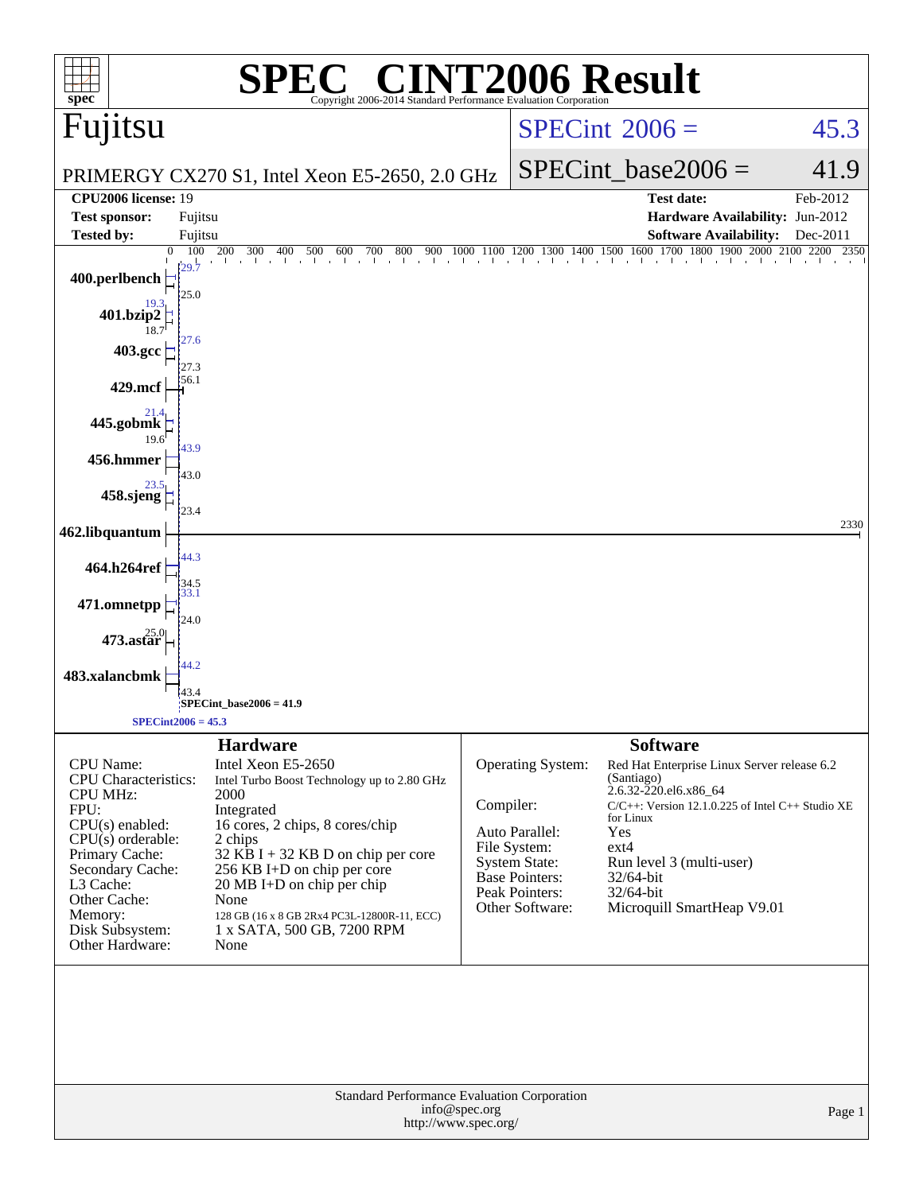# SPEC® CINT2006 Result

Copyright 2006-2014 Standard Performance Evaluation Corporation

## Fujitsu

PRIMERGY CX270 S1, Intel Xeon E5-2650, 2.0 GHz

SPECint 2006 = 45.3

SPECint_base2006 = 41.9

| | | | |
|---|---|---|---|
| **CPU2006 license:** 19 | | **Test date:** | Feb-2012 |
| **Test sponsor:** | Fujitsu | **Hardware Availability:** | Jun-2012 |
| **Tested by:** | Fujitsu | **Software Availability:** | Dec-2011 |

| Benchmark | Peak | Base |
|---|---|---|
| 400.perlbench | 29.7 | 25.0 |
| 401.bzip2 | 19.3 | 18.7 |
| 403.gcc | 27.6 | 27.3 |
| 429.mcf | | 56.1 |
| 445.gobmk | 21.4 | 19.6 |
| 456.hmmer | 43.9 | 43.0 |
| 458.sjeng | 23.5 | 23.4 |
| 462.libquantum | | 2330 |
| 464.h264ref | 44.3 | 34.5 |
| 471.omnetpp | 33.1 | 24.0 |
| 473.astar | | 25.0 |
| 483.xalancbmk | 44.2 | 43.4 |

SPECint_base2006 = 41.9

SPECint2006 = 45.3

## Hardware

| | |
|---|---|
| CPU Name: | Intel Xeon E5-2650 |
| CPU Characteristics: | Intel Turbo Boost Technology up to 2.80 GHz |
| CPU MHz: | 2000 |
| FPU: | Integrated |
| CPU(s) enabled: | 16 cores, 2 chips, 8 cores/chip |
| CPU(s) orderable: | 2 chips |
| Primary Cache: | 32 KB I + 32 KB D on chip per core |
| Secondary Cache: | 256 KB I+D on chip per core |
| L3 Cache: | 20 MB I+D on chip per chip |
| Other Cache: | None |
| Memory: | 128 GB (16 x 8 GB 2Rx4 PC3L-12800R-11, ECC) |
| Disk Subsystem: | 1 x SATA, 500 GB, 7200 RPM |
| Other Hardware: | None |

## Software

| | |
|---|---|
| Operating System: | Red Hat Enterprise Linux Server release 6.2 (Santiago) 2.6.32-220.el6.x86_64 |
| Compiler: | C/C++: Version 12.1.0.225 of Intel C++ Studio XE for Linux |
| Auto Parallel: | Yes |
| File System: | ext4 |
| System State: | Run level 3 (multi-user) |
| Base Pointers: | 32/64-bit |
| Peak Pointers: | 32/64-bit |
| Other Software: | Microquill SmartHeap V9.01 |

Standard Performance Evaluation Corporation
info@spec.org
http://www.spec.org/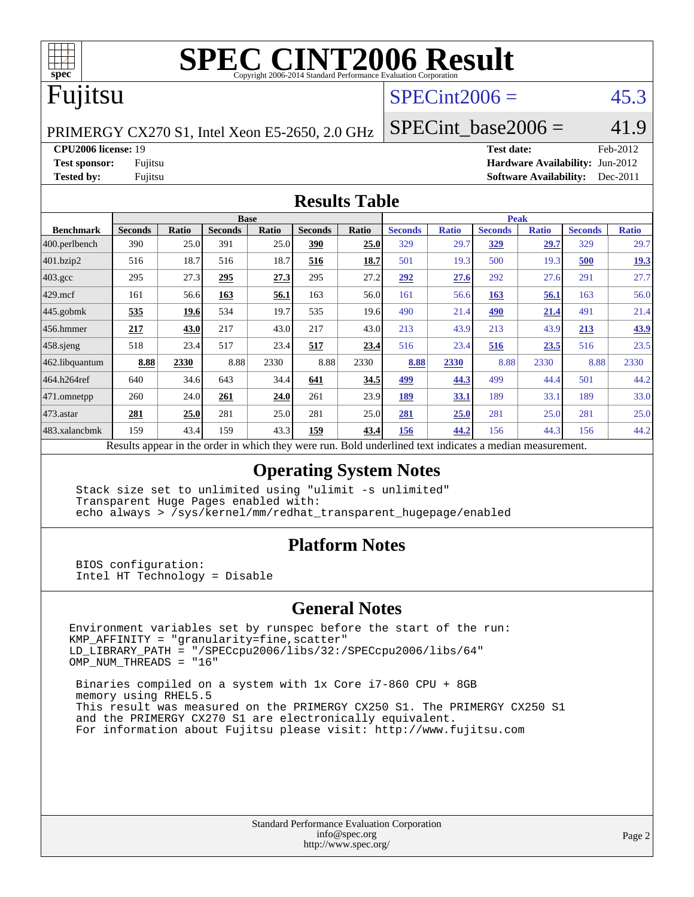# SPEC CINT2006 Result

Copyright 2006-2014 Standard Performance Evaluation Corporation

## Fujitsu

PRIMERGY CX270 S1, Intel Xeon E5-2650, 2.0 GHz

SPECint2006 = 45.3

SPECint_base2006 = 41.9

| | | | |
|---|---|---|---|
| **CPU2006 license:** 19 | | **Test date:** | Feb-2012 |
| **Test sponsor:** | Fujitsu | **Hardware Availability:** | Jun-2012 |
| **Tested by:** | Fujitsu | **Software Availability:** | Dec-2011 |

## Results Table

| | Base | | | | | | Peak | | | | | |
|---|---|---|---|---|---|---|---|---|---|---|---|---|
| **Benchmark** | **Seconds** | **Ratio** | **Seconds** | **Ratio** | **Seconds** | **Ratio** | **Seconds** | **Ratio** | **Seconds** | **Ratio** | **Seconds** | **Ratio** |
| 400.perlbench | 390 | 25.0 | 391 | 25.0 | **390** | **25.0** | 329 | 29.7 | **329** | **29.7** | 329 | 29.7 |
| 401.bzip2 | 516 | 18.7 | 516 | 18.7 | **516** | **18.7** | 501 | 19.3 | 500 | 19.3 | **500** | **19.3** |
| 403.gcc | 295 | 27.3 | **295** | **27.3** | 295 | 27.2 | **292** | **27.6** | 292 | 27.6 | 291 | 27.7 |
| 429.mcf | 161 | 56.6 | **163** | **56.1** | 163 | 56.0 | 161 | 56.6 | **163** | **56.1** | 163 | 56.0 |
| 445.gobmk | **535** | **19.6** | 534 | 19.7 | 535 | 19.6 | 490 | 21.4 | **490** | **21.4** | 491 | 21.4 |
| 456.hmmer | **217** | **43.0** | 217 | 43.0 | 217 | 43.0 | 213 | 43.9 | 213 | 43.9 | **213** | **43.9** |
| 458.sjeng | 518 | 23.4 | 517 | 23.4 | **517** | **23.4** | 516 | 23.4 | **516** | **23.5** | 516 | 23.5 |
| 462.libquantum | **8.88** | **2330** | 8.88 | 2330 | 8.88 | 2330 | **8.88** | **2330** | 8.88 | 2330 | 8.88 | 2330 |
| 464.h264ref | 640 | 34.6 | 643 | 34.4 | **641** | **34.5** | **499** | **44.3** | 499 | 44.4 | 501 | 44.2 |
| 471.omnetpp | 260 | 24.0 | **261** | **24.0** | 261 | 23.9 | **189** | **33.1** | 189 | 33.1 | 189 | 33.0 |
| 473.astar | **281** | **25.0** | 281 | 25.0 | 281 | 25.0 | **281** | **25.0** | 281 | 25.0 | 281 | 25.0 |
| 483.xalancbmk | 159 | 43.4 | 159 | 43.3 | **159** | **43.4** | **156** | **44.2** | 156 | 44.3 | 156 | 44.2 |

Results appear in the order in which they were run. Bold underlined text indicates a median measurement.

## Operating System Notes

```
Stack size set to unlimited using "ulimit -s unlimited"
Transparent Huge Pages enabled with:
echo always > /sys/kernel/mm/redhat_transparent_hugepage/enabled
```

## Platform Notes

```
BIOS configuration:
Intel HT Technology = Disable
```

## General Notes

```
Environment variables set by runspec before the start of the run:
KMP_AFFINITY = "granularity=fine,scatter"
LD_LIBRARY_PATH = "/SPECcpu2006/libs/32:/SPECcpu2006/libs/64"
OMP_NUM_THREADS = "16"

 Binaries compiled on a system with 1x Core i7-860 CPU + 8GB
 memory using RHEL5.5
 This result was measured on the PRIMERGY CX250 S1. The PRIMERGY CX250 S1
 and the PRIMERGY CX270 S1 are electronically equivalent.
 For information about Fujitsu please visit: http://www.fujitsu.com
```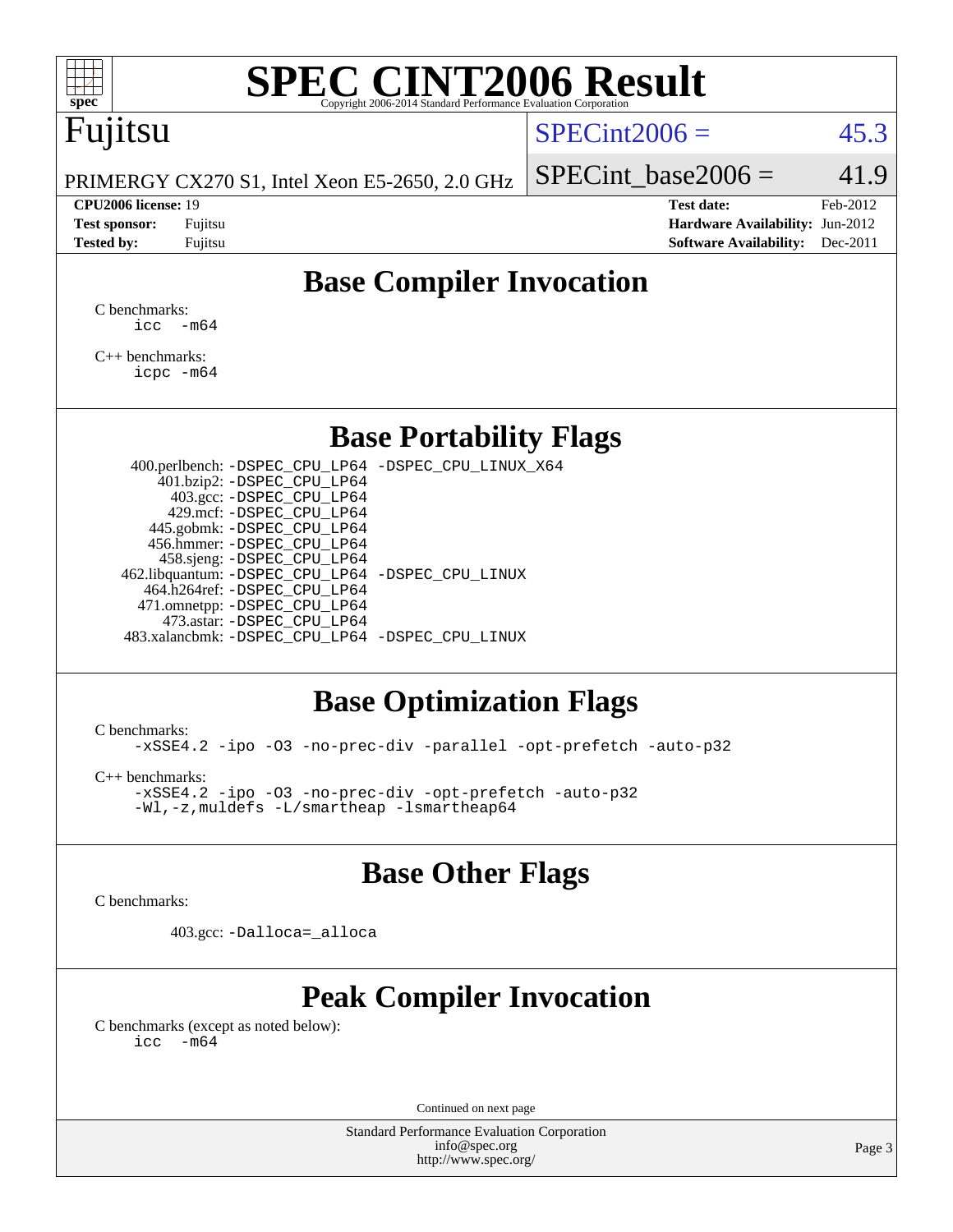# SPEC CINT2006 Result

Copyright 2006-2014 Standard Performance Evaluation Corporation

**Fujitsu**

PRIMERGY CX270 S1, Intel Xeon E5-2650, 2.0 GHz

SPECint2006 = 45.3

SPECint_base2006 = 41.9

**CPU2006 license:** 19
**Test sponsor:** Fujitsu
**Tested by:** Fujitsu

**Test date:** Feb-2012
**Hardware Availability:** Jun-2012
**Software Availability:** Dec-2011

## Base Compiler Invocation

C benchmarks:
```
icc -m64
```

C++ benchmarks:
```
icpc -m64
```

## Base Portability Flags

| Benchmark | Flags |
|---|---|
| 400.perlbench: | -DSPEC_CPU_LP64 -DSPEC_CPU_LINUX_X64 |
| 401.bzip2: | -DSPEC_CPU_LP64 |
| 403.gcc: | -DSPEC_CPU_LP64 |
| 429.mcf: | -DSPEC_CPU_LP64 |
| 445.gobmk: | -DSPEC_CPU_LP64 |
| 456.hmmer: | -DSPEC_CPU_LP64 |
| 458.sjeng: | -DSPEC_CPU_LP64 |
| 462.libquantum: | -DSPEC_CPU_LP64 -DSPEC_CPU_LINUX |
| 464.h264ref: | -DSPEC_CPU_LP64 |
| 471.omnetpp: | -DSPEC_CPU_LP64 |
| 473.astar: | -DSPEC_CPU_LP64 |
| 483.xalancbmk: | -DSPEC_CPU_LP64 -DSPEC_CPU_LINUX |

## Base Optimization Flags

C benchmarks:
```
-xSSE4.2 -ipo -O3 -no-prec-div -parallel -opt-prefetch -auto-p32
```

C++ benchmarks:
```
-xSSE4.2 -ipo -O3 -no-prec-div -opt-prefetch -auto-p32
-Wl,-z,muldefs -L/smartheap -lsmartheap64
```

## Base Other Flags

C benchmarks:

403.gcc: `-Dalloca=_alloca`

## Peak Compiler Invocation

C benchmarks (except as noted below):
```
icc -m64
```

Continued on next page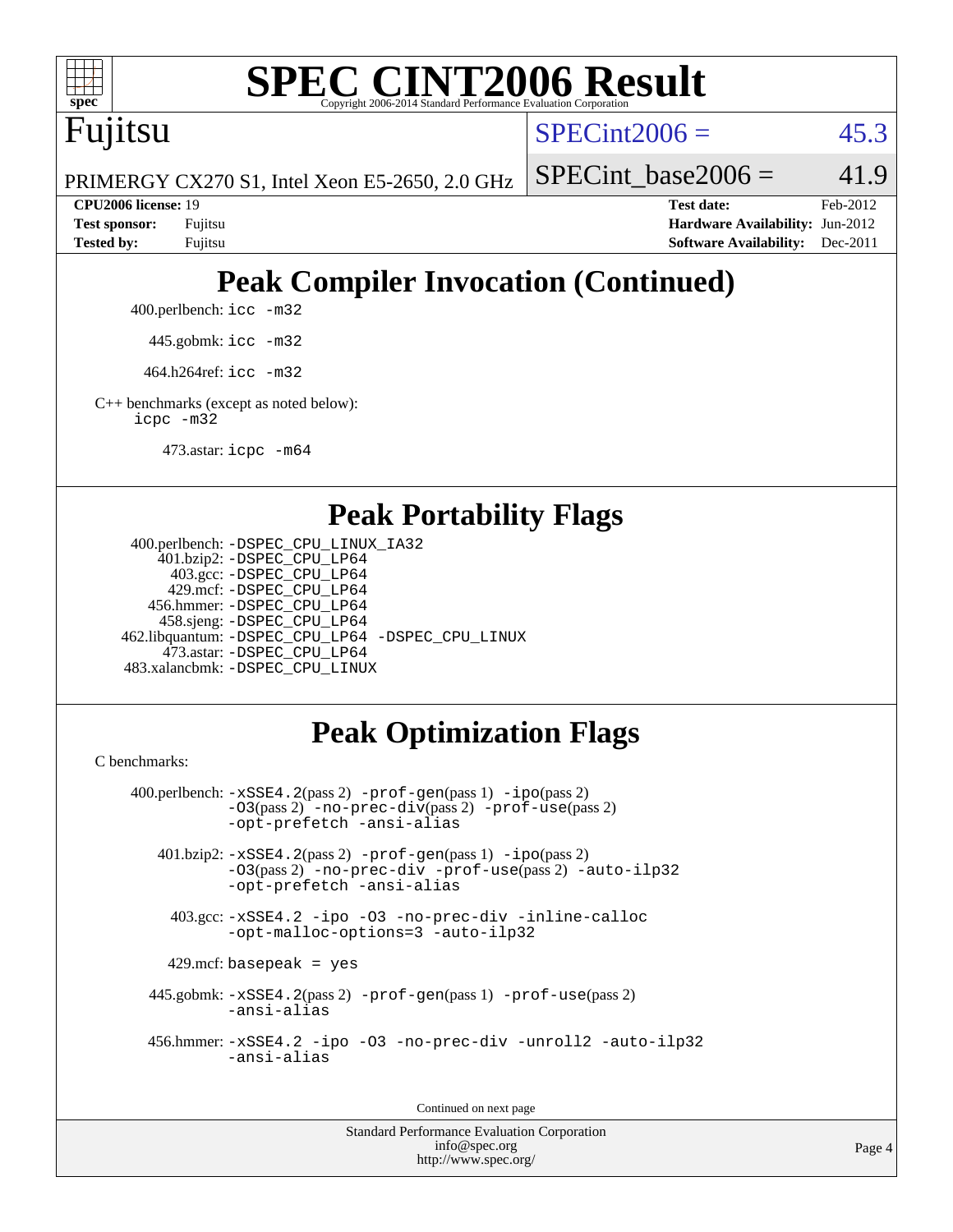# SPEC CINT2006 Result

Copyright 2006-2014 Standard Performance Evaluation Corporation

**Fujitsu**

PRIMERGY CX270 S1, Intel Xeon E5-2650, 2.0 GHz

SPECint2006 = 45.3

SPECint_base2006 = 41.9

| | | | |
|---|---|---|---|
| **CPU2006 license:** 19 | | **Test date:** | Feb-2012 |
| **Test sponsor:** | Fujitsu | **Hardware Availability:** | Jun-2012 |
| **Tested by:** | Fujitsu | **Software Availability:** | Dec-2011 |

## Peak Compiler Invocation (Continued)

400.perlbench: `icc -m32`

445.gobmk: `icc -m32`

464.h264ref: `icc -m32`

C++ benchmarks (except as noted below):
`icpc -m32`

473.astar: `icpc -m64`

## Peak Portability Flags

400.perlbench: `-DSPEC_CPU_LINUX_IA32`
401.bzip2: `-DSPEC_CPU_LP64`
403.gcc: `-DSPEC_CPU_LP64`
429.mcf: `-DSPEC_CPU_LP64`
456.hmmer: `-DSPEC_CPU_LP64`
458.sjeng: `-DSPEC_CPU_LP64`
462.libquantum: `-DSPEC_CPU_LP64 -DSPEC_CPU_LINUX`
473.astar: `-DSPEC_CPU_LP64`
483.xalancbmk: `-DSPEC_CPU_LINUX`

## Peak Optimization Flags

C benchmarks:

400.perlbench: `-xSSE4.2`(pass 2) `-prof-gen`(pass 1) `-ipo`(pass 2) `-O3`(pass 2) `-no-prec-div`(pass 2) `-prof-use`(pass 2) `-opt-prefetch -ansi-alias`

401.bzip2: `-xSSE4.2`(pass 2) `-prof-gen`(pass 1) `-ipo`(pass 2) `-O3`(pass 2) `-no-prec-div -prof-use`(pass 2) `-auto-ilp32 -opt-prefetch -ansi-alias`

403.gcc: `-xSSE4.2 -ipo -O3 -no-prec-div -inline-calloc -opt-malloc-options=3 -auto-ilp32`

429.mcf: `basepeak = yes`

445.gobmk: `-xSSE4.2`(pass 2) `-prof-gen`(pass 1) `-prof-use`(pass 2) `-ansi-alias`

456.hmmer: `-xSSE4.2 -ipo -O3 -no-prec-div -unroll2 -auto-ilp32 -ansi-alias`

Continued on next page

Standard Performance Evaluation Corporation
info@spec.org
http://www.spec.org/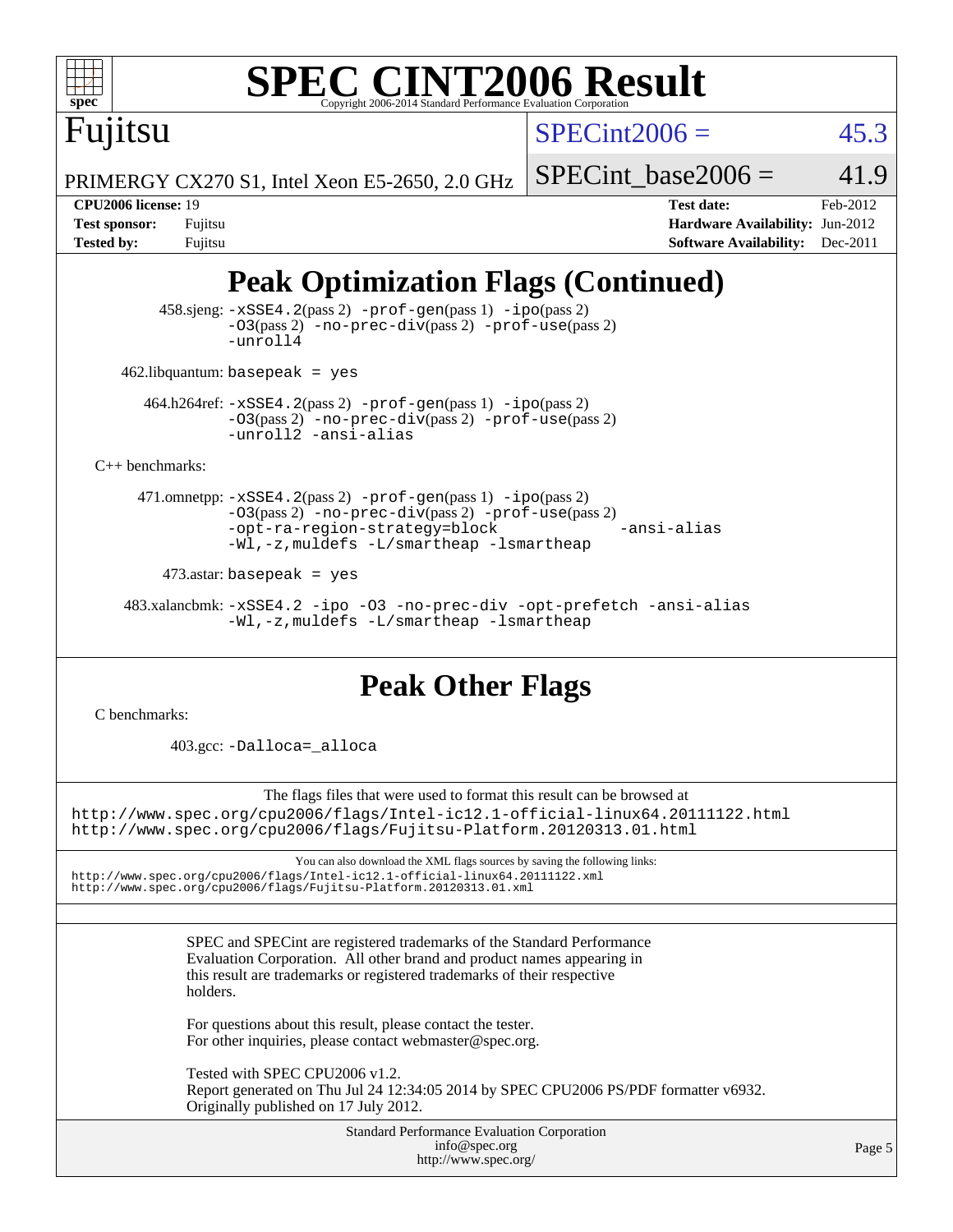# SPEC CINT2006 Result

Copyright 2006-2014 Standard Performance Evaluation Corporation

Fujitsu

PRIMERGY CX270 S1, Intel Xeon E5-2650, 2.0 GHz

SPECint2006 = 45.3

SPECint_base2006 = 41.9

**CPU2006 license:** 19
**Test sponsor:** Fujitsu
**Tested by:** Fujitsu

**Test date:** Feb-2012
**Hardware Availability:** Jun-2012
**Software Availability:** Dec-2011

## Peak Optimization Flags (Continued)

458.sjeng: -xSSE4.2(pass 2) -prof-gen(pass 1) -ipo(pass 2) -O3(pass 2) -no-prec-div(pass 2) -prof-use(pass 2) -unroll4

462.libquantum: basepeak = yes

464.h264ref: -xSSE4.2(pass 2) -prof-gen(pass 1) -ipo(pass 2) -O3(pass 2) -no-prec-div(pass 2) -prof-use(pass 2) -unroll2 -ansi-alias

C++ benchmarks:

471.omnetpp: -xSSE4.2(pass 2) -prof-gen(pass 1) -ipo(pass 2) -O3(pass 2) -no-prec-div(pass 2) -prof-use(pass 2) -opt-ra-region-strategy=block -ansi-alias -Wl,-z,muldefs -L/smartheap -lsmartheap

473.astar: basepeak = yes

483.xalancbmk: -xSSE4.2 -ipo -O3 -no-prec-div -opt-prefetch -ansi-alias -Wl,-z,muldefs -L/smartheap -lsmartheap

## Peak Other Flags

C benchmarks:

403.gcc: -Dalloca=_alloca

The flags files that were used to format this result can be browsed at
http://www.spec.org/cpu2006/flags/Intel-ic12.1-official-linux64.20111122.html
http://www.spec.org/cpu2006/flags/Fujitsu-Platform.20120313.01.html

You can also download the XML flags sources by saving the following links:
http://www.spec.org/cpu2006/flags/Intel-ic12.1-official-linux64.20111122.xml
http://www.spec.org/cpu2006/flags/Fujitsu-Platform.20120313.01.xml

SPEC and SPECint are registered trademarks of the Standard Performance Evaluation Corporation. All other brand and product names appearing in this result are trademarks or registered trademarks of their respective holders.

For questions about this result, please contact the tester.
For other inquiries, please contact webmaster@spec.org.

Tested with SPEC CPU2006 v1.2.
Report generated on Thu Jul 24 12:34:05 2014 by SPEC CPU2006 PS/PDF formatter v6932.
Originally published on 17 July 2012.

Standard Performance Evaluation Corporation
info@spec.org
http://www.spec.org/